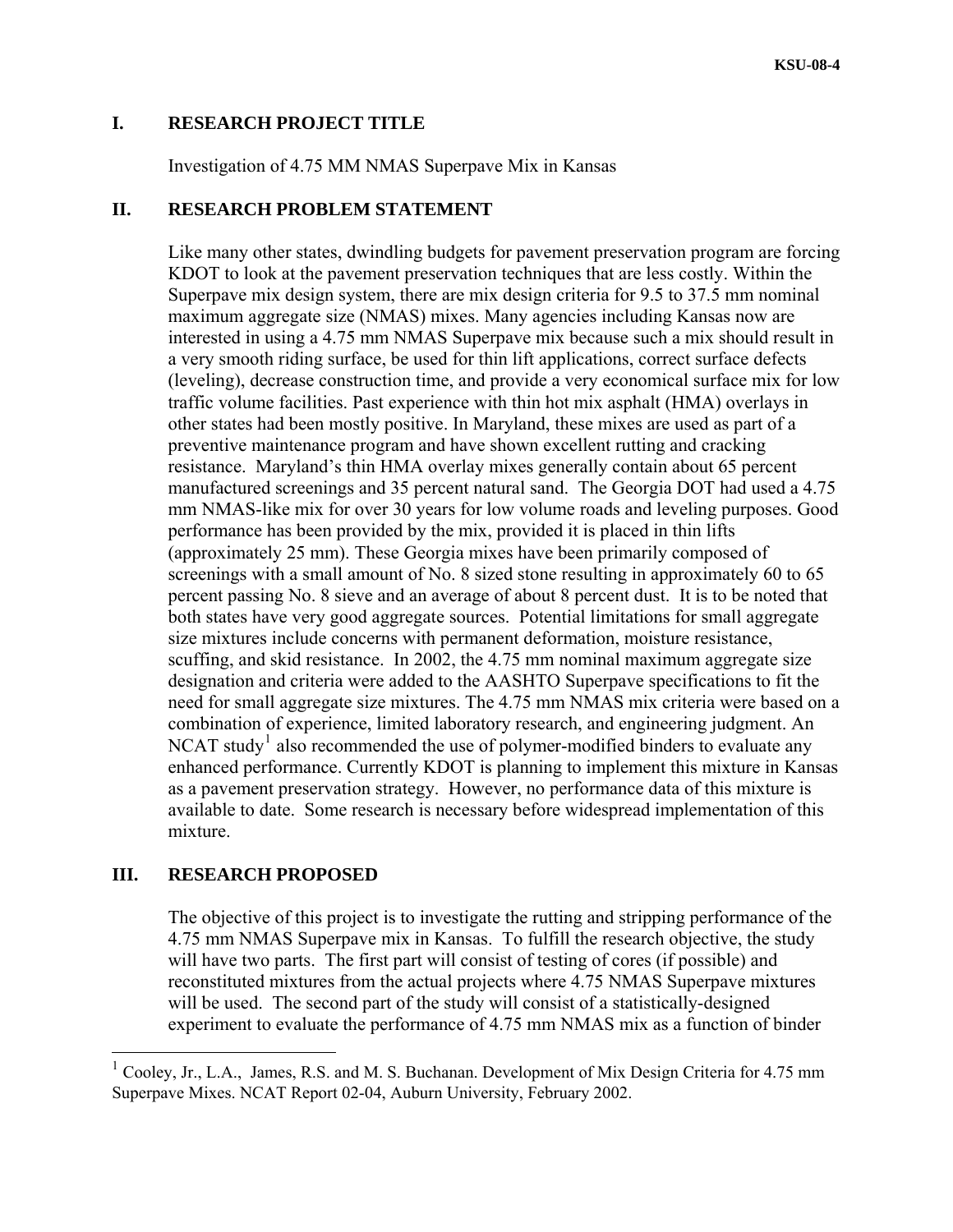## I. RESEARCH PROJECT TITLE

Investigation of 4.75 MM NMAS Superpave Mix in Kansas

## II. RESEARCH PROBLEM STATEMENT

Like many other states, dwindling budgets for pavement preservation program are forcing KDOT to look at the pavement preservation techniques that are less costly. Within the Superpave mix design system, there are mix design criteria for 9.5 to 37.5 mm nominal maximum aggregate size (NMAS) mixes. Many agencies including Kansas now are interested in using a 4.75 mm NMAS Superpave mix because such a mix should result in a very smooth riding surface, be used for thin lift applications, correct surface defects (leveling), decrease construction time, and provide a very economical surface mix for low traffic volume facilities. Past experience with thin hot mix asphalt (HMA) overlays in other states had been mostly positive. In Maryland, these mixes are used as part of a preventive maintenance program and have shown excellent rutting and cracking resistance. Maryland's thin HMA overlay mixes generally contain about 65 percent manufactured screenings and 35 percent natural sand. The Georgia DOT had used a 4.75 mm NMAS-like mix for over 30 years for low volume roads and leveling purposes. Good performance has been provided by the mix, provided it is placed in thin lifts (approximately 25 mm). These Georgia mixes have been primarily composed of screenings with a small amount of No. 8 sized stone resulting in approximately 60 to 65 percent passing No. 8 sieve and an average of about 8 percent dust. It is to be noted that both states have very good aggregate sources. Potential limitations for small aggregate size mixtures include concerns with permanent deformation, moisture resistance, scuffing, and skid resistance. In 2002, the 4.75 mm nominal maximum aggregate size designation and criteria were added to the AASHTO Superpave specifications to fit the need for small aggregate size mixtures. The 4.75 mm NMAS mix criteria were based on a combination of experience, limited laboratory research, and engineering judgment. An NCAT study[1] also recommended the use of polymer-modified binders to evaluate any enhanced performance. Currently KDOT is planning to implement this mixture in Kansas as a pavement preservation strategy. However, no performance data of this mixture is available to date. Some research is necessary before widespread implementation of this mixture.

## III. RESEARCH PROPOSED

The objective of this project is to investigate the rutting and stripping performance of the 4.75 mm NMAS Superpave mix in Kansas. To fulfill the research objective, the study will have two parts. The first part will consist of testing of cores (if possible) and reconstituted mixtures from the actual projects where 4.75 NMAS Superpave mixtures will be used. The second part of the study will consist of a statistically-designed experiment to evaluate the performance of 4.75 mm NMAS mix as a function of binder

---

[1] Cooley, Jr., L.A., James, R.S. and M. S. Buchanan. Development of Mix Design Criteria for 4.75 mm Superpave Mixes. NCAT Report 02-04, Auburn University, February 2002.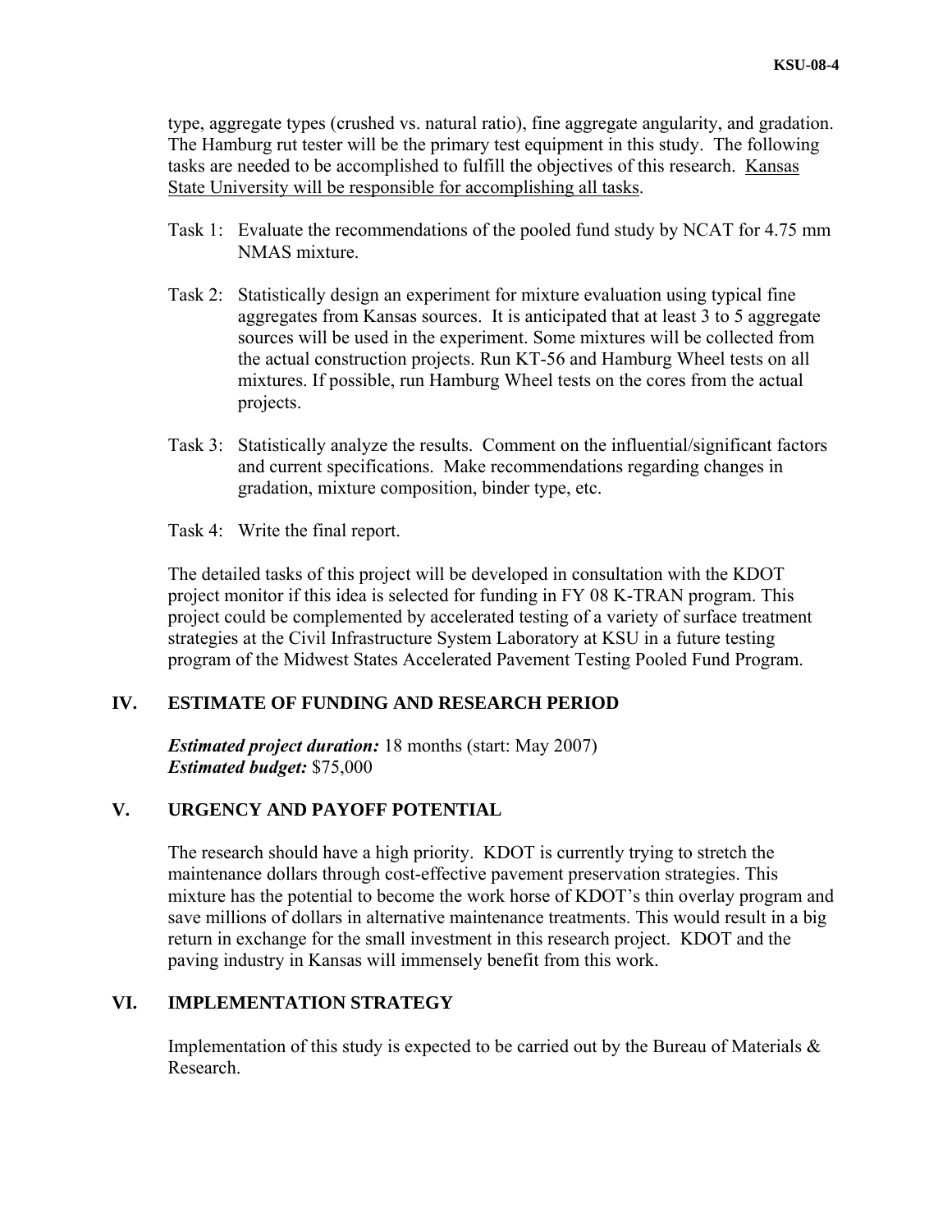type, aggregate types (crushed vs. natural ratio), fine aggregate angularity, and gradation. The Hamburg rut tester will be the primary test equipment in this study. The following tasks are needed to be accomplished to fulfill the objectives of this research. <u>Kansas State University will be responsible for accomplishing all tasks</u>.

Task 1: Evaluate the recommendations of the pooled fund study by NCAT for 4.75 mm NMAS mixture.

Task 2: Statistically design an experiment for mixture evaluation using typical fine aggregates from Kansas sources. It is anticipated that at least 3 to 5 aggregate sources will be used in the experiment. Some mixtures will be collected from the actual construction projects. Run KT-56 and Hamburg Wheel tests on all mixtures. If possible, run Hamburg Wheel tests on the cores from the actual projects.

Task 3: Statistically analyze the results. Comment on the influential/significant factors and current specifications. Make recommendations regarding changes in gradation, mixture composition, binder type, etc.

Task 4: Write the final report.

The detailed tasks of this project will be developed in consultation with the KDOT project monitor if this idea is selected for funding in FY 08 K-TRAN program. This project could be complemented by accelerated testing of a variety of surface treatment strategies at the Civil Infrastructure System Laboratory at KSU in a future testing program of the Midwest States Accelerated Pavement Testing Pooled Fund Program.

## IV. ESTIMATE OF FUNDING AND RESEARCH PERIOD

***Estimated project duration:*** 18 months (start: May 2007)
***Estimated budget:*** $75,000

## V. URGENCY AND PAYOFF POTENTIAL

The research should have a high priority. KDOT is currently trying to stretch the maintenance dollars through cost-effective pavement preservation strategies. This mixture has the potential to become the work horse of KDOT's thin overlay program and save millions of dollars in alternative maintenance treatments. This would result in a big return in exchange for the small investment in this research project. KDOT and the paving industry in Kansas will immensely benefit from this work.

## VI. IMPLEMENTATION STRATEGY

Implementation of this study is expected to be carried out by the Bureau of Materials & Research.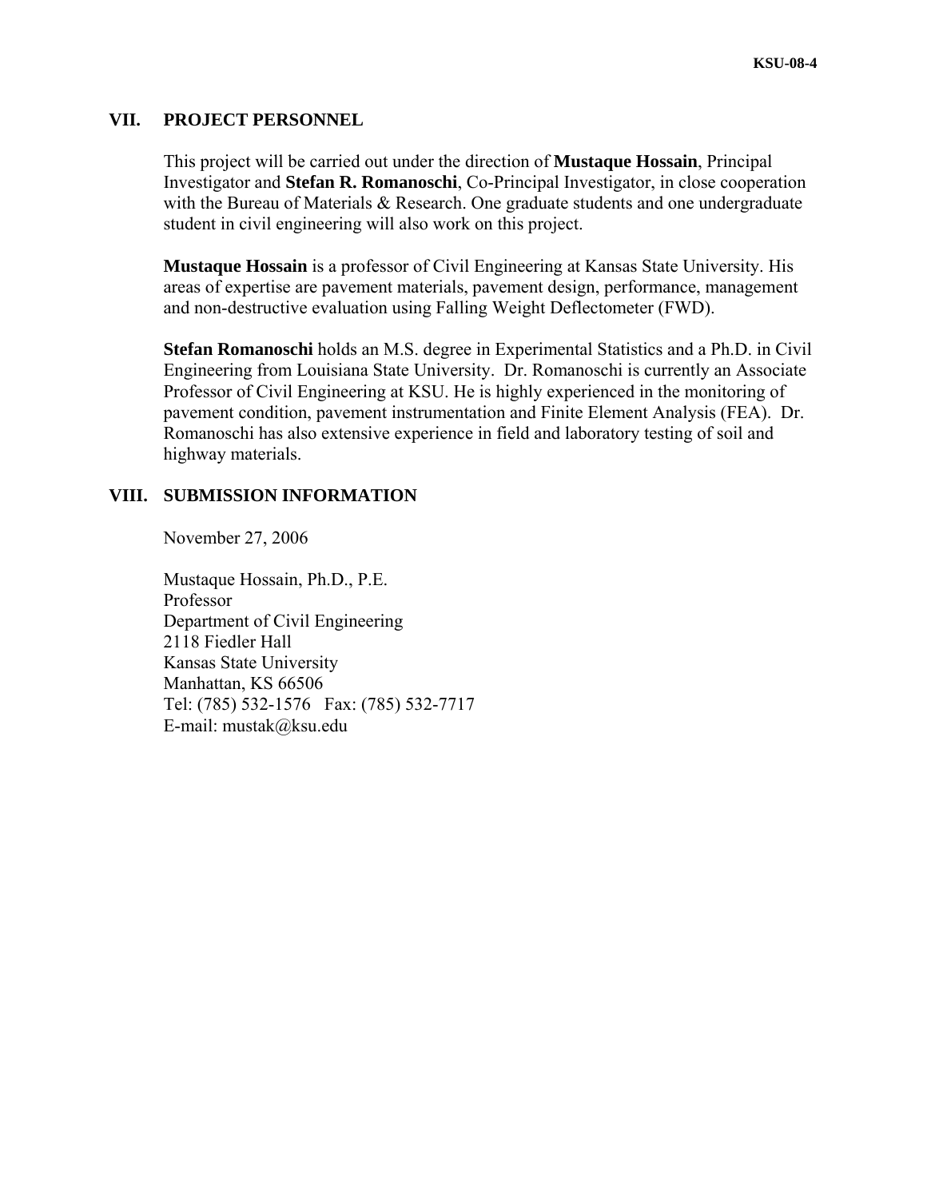## VII. PROJECT PERSONNEL

This project will be carried out under the direction of **Mustaque Hossain**, Principal Investigator and **Stefan R. Romanoschi**, Co-Principal Investigator, in close cooperation with the Bureau of Materials & Research. One graduate students and one undergraduate student in civil engineering will also work on this project.

**Mustaque Hossain** is a professor of Civil Engineering at Kansas State University. His areas of expertise are pavement materials, pavement design, performance, management and non-destructive evaluation using Falling Weight Deflectometer (FWD).

**Stefan Romanoschi** holds an M.S. degree in Experimental Statistics and a Ph.D. in Civil Engineering from Louisiana State University. Dr. Romanoschi is currently an Associate Professor of Civil Engineering at KSU. He is highly experienced in the monitoring of pavement condition, pavement instrumentation and Finite Element Analysis (FEA). Dr. Romanoschi has also extensive experience in field and laboratory testing of soil and highway materials.

## VIII. SUBMISSION INFORMATION

November 27, 2006

Mustaque Hossain, Ph.D., P.E.
Professor
Department of Civil Engineering
2118 Fiedler Hall
Kansas State University
Manhattan, KS 66506
Tel: (785) 532-1576 Fax: (785) 532-7717
E-mail: mustak@ksu.edu